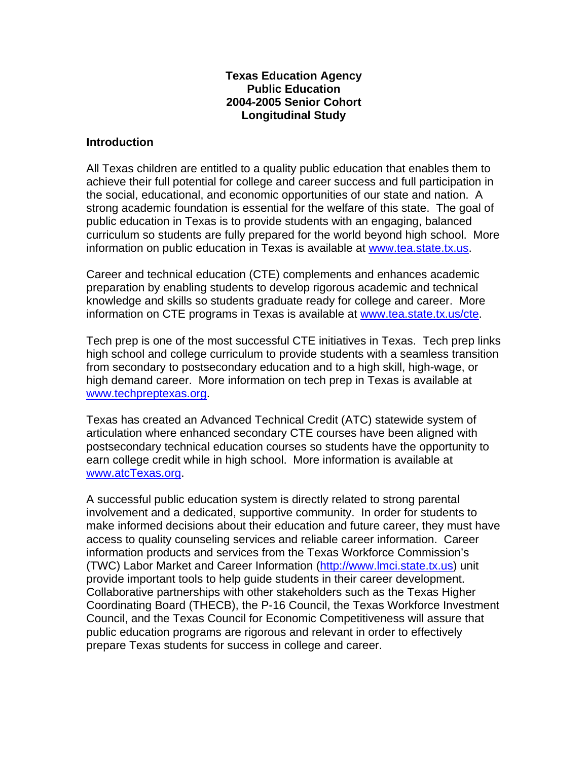# Texas Education Agency
# Public Education
# 2004-2005 Senior Cohort
# Longitudinal Study

## Introduction

All Texas children are entitled to a quality public education that enables them to achieve their full potential for college and career success and full participation in the social, educational, and economic opportunities of our state and nation. A strong academic foundation is essential for the welfare of this state. The goal of public education in Texas is to provide students with an engaging, balanced curriculum so students are fully prepared for the world beyond high school. More information on public education in Texas is available at [www.tea.state.tx.us](www.tea.state.tx.us).

Career and technical education (CTE) complements and enhances academic preparation by enabling students to develop rigorous academic and technical knowledge and skills so students graduate ready for college and career. More information on CTE programs in Texas is available at [www.tea.state.tx.us/cte](www.tea.state.tx.us/cte).

Tech prep is one of the most successful CTE initiatives in Texas. Tech prep links high school and college curriculum to provide students with a seamless transition from secondary to postsecondary education and to a high skill, high-wage, or high demand career. More information on tech prep in Texas is available at [www.techpreptexas.org](www.techpreptexas.org).

Texas has created an Advanced Technical Credit (ATC) statewide system of articulation where enhanced secondary CTE courses have been aligned with postsecondary technical education courses so students have the opportunity to earn college credit while in high school. More information is available at [www.atcTexas.org](www.atcTexas.org).

A successful public education system is directly related to strong parental involvement and a dedicated, supportive community. In order for students to make informed decisions about their education and future career, they must have access to quality counseling services and reliable career information. Career information products and services from the Texas Workforce Commission's (TWC) Labor Market and Career Information ([http://www.lmci.state.tx.us](http://www.lmci.state.tx.us)) unit provide important tools to help guide students in their career development. Collaborative partnerships with other stakeholders such as the Texas Higher Coordinating Board (THECB), the P-16 Council, the Texas Workforce Investment Council, and the Texas Council for Economic Competitiveness will assure that public education programs are rigorous and relevant in order to effectively prepare Texas students for success in college and career.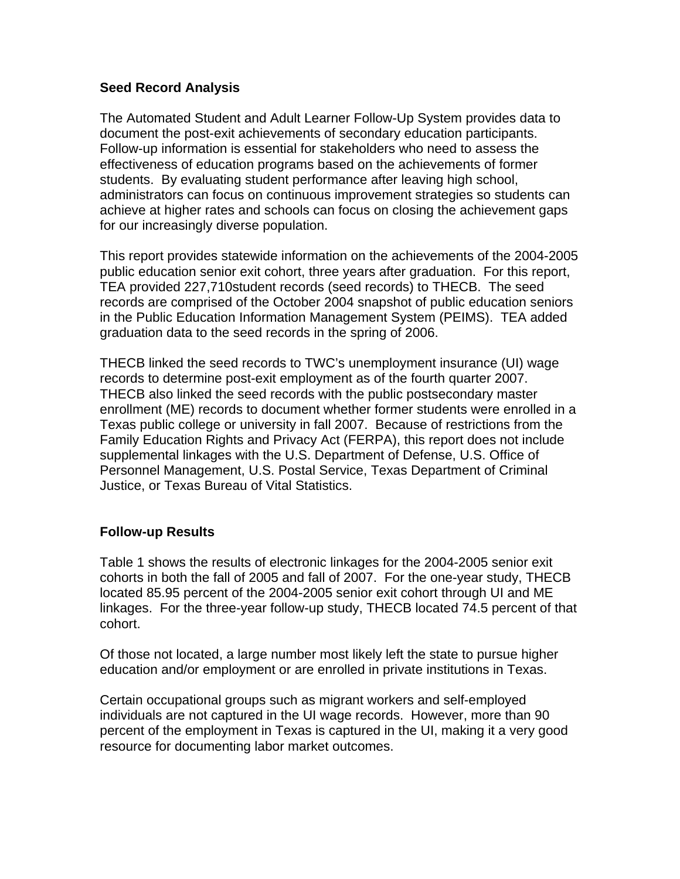**Seed Record Analysis**

The Automated Student and Adult Learner Follow-Up System provides data to document the post-exit achievements of secondary education participants. Follow-up information is essential for stakeholders who need to assess the effectiveness of education programs based on the achievements of former students. By evaluating student performance after leaving high school, administrators can focus on continuous improvement strategies so students can achieve at higher rates and schools can focus on closing the achievement gaps for our increasingly diverse population.

This report provides statewide information on the achievements of the 2004-2005 public education senior exit cohort, three years after graduation. For this report, TEA provided 227,710student records (seed records) to THECB. The seed records are comprised of the October 2004 snapshot of public education seniors in the Public Education Information Management System (PEIMS). TEA added graduation data to the seed records in the spring of 2006.

THECB linked the seed records to TWC's unemployment insurance (UI) wage records to determine post-exit employment as of the fourth quarter 2007. THECB also linked the seed records with the public postsecondary master enrollment (ME) records to document whether former students were enrolled in a Texas public college or university in fall 2007. Because of restrictions from the Family Education Rights and Privacy Act (FERPA), this report does not include supplemental linkages with the U.S. Department of Defense, U.S. Office of Personnel Management, U.S. Postal Service, Texas Department of Criminal Justice, or Texas Bureau of Vital Statistics.

**Follow-up Results**

Table 1 shows the results of electronic linkages for the 2004-2005 senior exit cohorts in both the fall of 2005 and fall of 2007. For the one-year study, THECB located 85.95 percent of the 2004-2005 senior exit cohort through UI and ME linkages. For the three-year follow-up study, THECB located 74.5 percent of that cohort.

Of those not located, a large number most likely left the state to pursue higher education and/or employment or are enrolled in private institutions in Texas.

Certain occupational groups such as migrant workers and self-employed individuals are not captured in the UI wage records. However, more than 90 percent of the employment in Texas is captured in the UI, making it a very good resource for documenting labor market outcomes.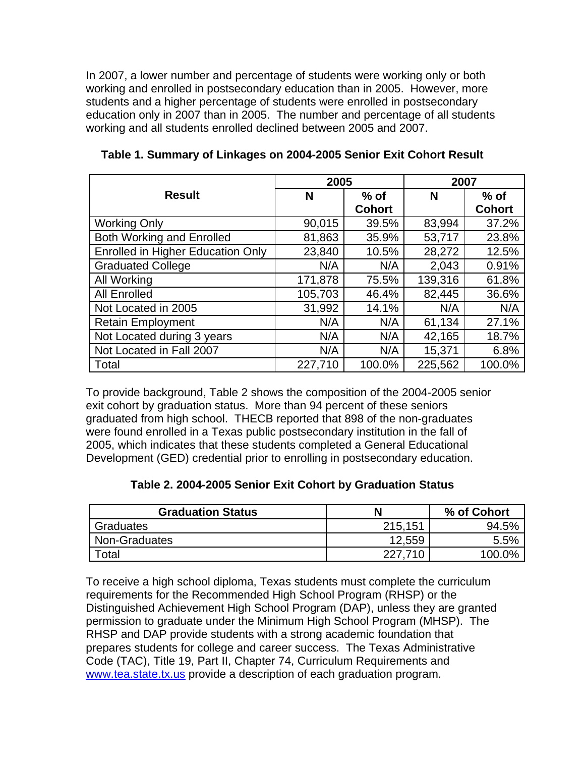In 2007, a lower number and percentage of students were working only or both working and enrolled in postsecondary education than in 2005. However, more students and a higher percentage of students were enrolled in postsecondary education only in 2007 than in 2005. The number and percentage of all students working and all students enrolled declined between 2005 and 2007.

**Table 1. Summary of Linkages on 2004-2005 Senior Exit Cohort Result**

| Result | 2005 | | 2007 | |
|---|---|---|---|---|
| | N | % of Cohort | N | % of Cohort |
| Working Only | 90,015 | 39.5% | 83,994 | 37.2% |
| Both Working and Enrolled | 81,863 | 35.9% | 53,717 | 23.8% |
| Enrolled in Higher Education Only | 23,840 | 10.5% | 28,272 | 12.5% |
| Graduated College | N/A | N/A | 2,043 | 0.91% |
| All Working | 171,878 | 75.5% | 139,316 | 61.8% |
| All Enrolled | 105,703 | 46.4% | 82,445 | 36.6% |
| Not Located in 2005 | 31,992 | 14.1% | N/A | N/A |
| Retain Employment | N/A | N/A | 61,134 | 27.1% |
| Not Located during 3 years | N/A | N/A | 42,165 | 18.7% |
| Not Located in Fall 2007 | N/A | N/A | 15,371 | 6.8% |
| Total | 227,710 | 100.0% | 225,562 | 100.0% |

To provide background, Table 2 shows the composition of the 2004-2005 senior exit cohort by graduation status. More than 94 percent of these seniors graduated from high school. THECB reported that 898 of the non-graduates were found enrolled in a Texas public postsecondary institution in the fall of 2005, which indicates that these students completed a General Educational Development (GED) credential prior to enrolling in postsecondary education.

**Table 2. 2004-2005 Senior Exit Cohort by Graduation Status**

| Graduation Status | N | % of Cohort |
|---|---|---|
| Graduates | 215,151 | 94.5% |
| Non-Graduates | 12,559 | 5.5% |
| Total | 227,710 | 100.0% |

To receive a high school diploma, Texas students must complete the curriculum requirements for the Recommended High School Program (RHSP) or the Distinguished Achievement High School Program (DAP), unless they are granted permission to graduate under the Minimum High School Program (MHSP). The RHSP and DAP provide students with a strong academic foundation that prepares students for college and career success. The Texas Administrative Code (TAC), Title 19, Part II, Chapter 74, Curriculum Requirements and [www.tea.state.tx.us](http://www.tea.state.tx.us) provide a description of each graduation program.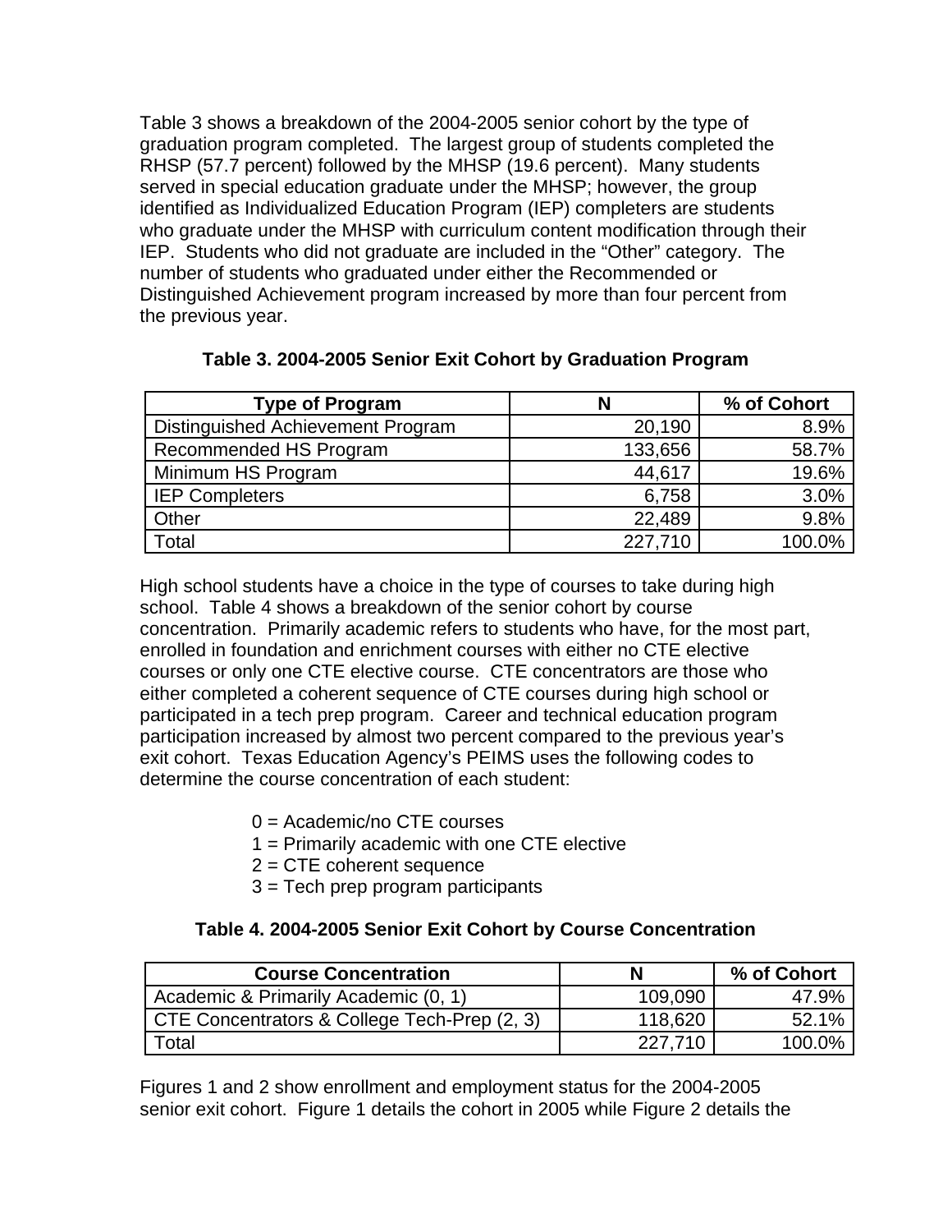Table 3 shows a breakdown of the 2004-2005 senior cohort by the type of graduation program completed. The largest group of students completed the RHSP (57.7 percent) followed by the MHSP (19.6 percent). Many students served in special education graduate under the MHSP; however, the group identified as Individualized Education Program (IEP) completers are students who graduate under the MHSP with curriculum content modification through their IEP. Students who did not graduate are included in the "Other" category. The number of students who graduated under either the Recommended or Distinguished Achievement program increased by more than four percent from the previous year.

**Table 3. 2004-2005 Senior Exit Cohort by Graduation Program**

| Type of Program | N | % of Cohort |
|---|---:|---:|
| Distinguished Achievement Program | 20,190 | 8.9% |
| Recommended HS Program | 133,656 | 58.7% |
| Minimum HS Program | 44,617 | 19.6% |
| IEP Completers | 6,758 | 3.0% |
| Other | 22,489 | 9.8% |
| Total | 227,710 | 100.0% |

High school students have a choice in the type of courses to take during high school. Table 4 shows a breakdown of the senior cohort by course concentration. Primarily academic refers to students who have, for the most part, enrolled in foundation and enrichment courses with either no CTE elective courses or only one CTE elective course. CTE concentrators are those who either completed a coherent sequence of CTE courses during high school or participated in a tech prep program. Career and technical education program participation increased by almost two percent compared to the previous year's exit cohort. Texas Education Agency's PEIMS uses the following codes to determine the course concentration of each student:

0 = Academic/no CTE courses
1 = Primarily academic with one CTE elective
2 = CTE coherent sequence
3 = Tech prep program participants

**Table 4. 2004-2005 Senior Exit Cohort by Course Concentration**

| Course Concentration | N | % of Cohort |
|---|---:|---:|
| Academic & Primarily Academic (0, 1) | 109,090 | 47.9% |
| CTE Concentrators & College Tech-Prep (2, 3) | 118,620 | 52.1% |
| Total | 227,710 | 100.0% |

Figures 1 and 2 show enrollment and employment status for the 2004-2005 senior exit cohort. Figure 1 details the cohort in 2005 while Figure 2 details the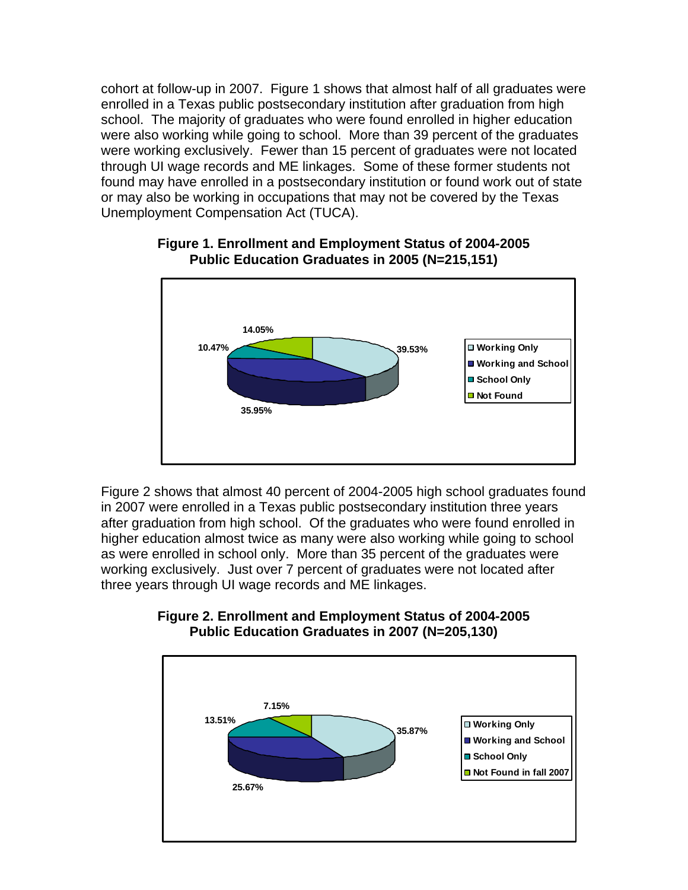cohort at follow-up in 2007. Figure 1 shows that almost half of all graduates were enrolled in a Texas public postsecondary institution after graduation from high school. The majority of graduates who were found enrolled in higher education were also working while going to school. More than 39 percent of the graduates were working exclusively. Fewer than 15 percent of graduates were not located through UI wage records and ME linkages. Some of these former students not found may have enrolled in a postsecondary institution or found work out of state or may also be working in occupations that may not be covered by the Texas Unemployment Compensation Act (TUCA).

**Figure 1. Enrollment and Employment Status of 2004-2005 Public Education Graduates in 2005 (N=215,151)**

| Status | Percent |
|---|---|
| Working Only | 39.53% |
| Working and School | 35.95% |
| School Only | 10.47% |
| Not Found | 14.05% |

Figure 2 shows that almost 40 percent of 2004-2005 high school graduates found in 2007 were enrolled in a Texas public postsecondary institution three years after graduation from high school. Of the graduates who were found enrolled in higher education almost twice as many were also working while going to school as were enrolled in school only. More than 35 percent of the graduates were working exclusively. Just over 7 percent of graduates were not located after three years through UI wage records and ME linkages.

**Figure 2. Enrollment and Employment Status of 2004-2005 Public Education Graduates in 2007 (N=205,130)**

| Status | Percent |
|---|---|
| Working Only | 35.87% |
| Working and School | 25.67% |
| School Only | 13.51% |
| Not Found in fall 2007 | 7.15% |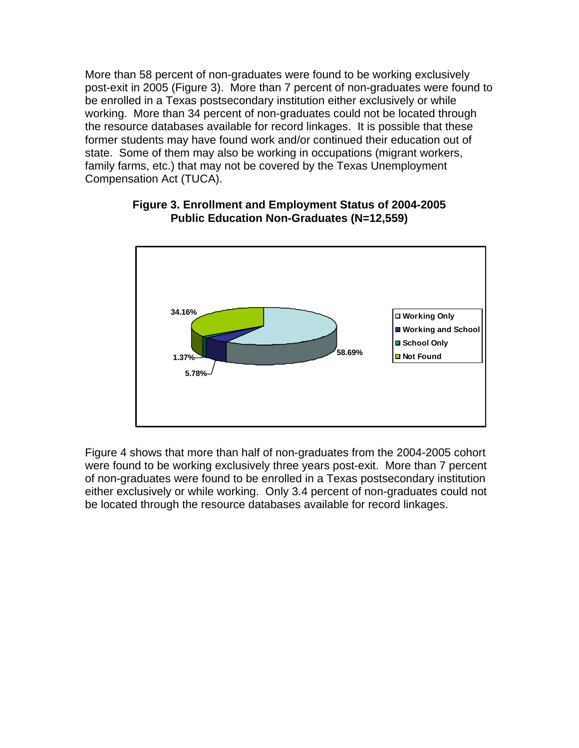More than 58 percent of non-graduates were found to be working exclusively post-exit in 2005 (Figure 3). More than 7 percent of non-graduates were found to be enrolled in a Texas postsecondary institution either exclusively or while working. More than 34 percent of non-graduates could not be located through the resource databases available for record linkages. It is possible that these former students may have found work and/or continued their education out of state. Some of them may also be working in occupations (migrant workers, family farms, etc.) that may not be covered by the Texas Unemployment Compensation Act (TUCA).

**Figure 3. Enrollment and Employment Status of 2004-2005 Public Education Non-Graduates (N=12,559)**

| Category | Percent |
| --- | --- |
| Working Only | 58.69% |
| Working and School | 5.78% |
| School Only | 1.37% |
| Not Found | 34.16% |

Figure 4 shows that more than half of non-graduates from the 2004-2005 cohort were found to be working exclusively three years post-exit. More than 7 percent of non-graduates were found to be enrolled in a Texas postsecondary institution either exclusively or while working. Only 3.4 percent of non-graduates could not be located through the resource databases available for record linkages.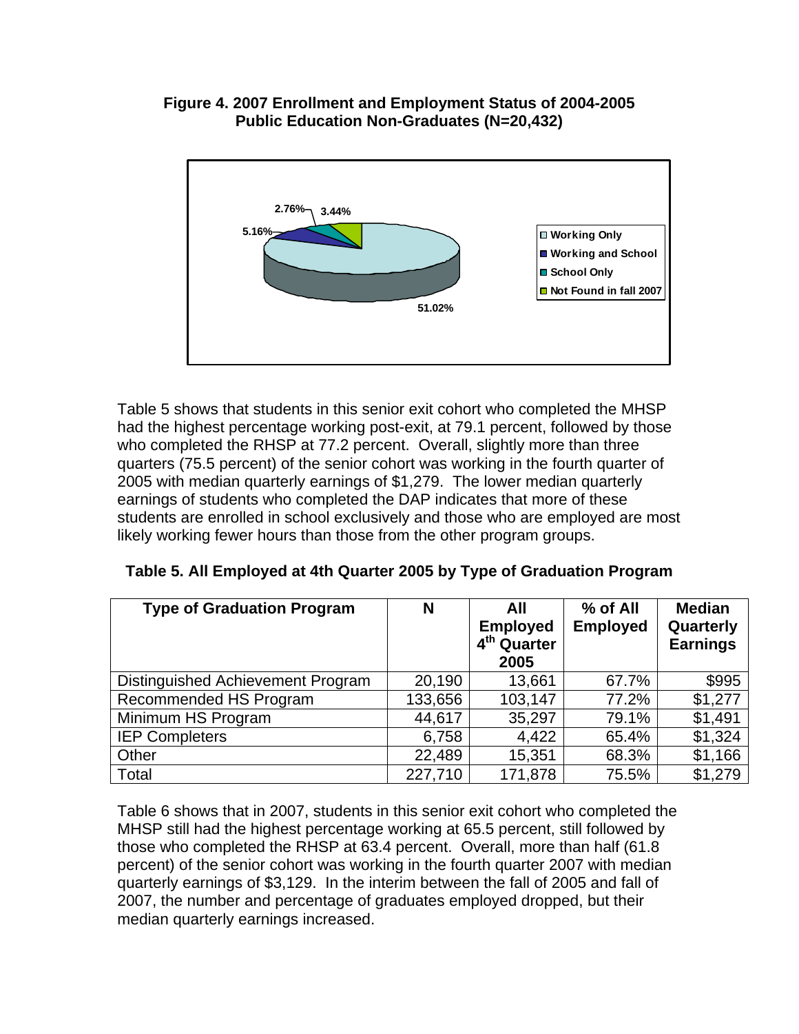**Figure 4. 2007 Enrollment and Employment Status of 2004-2005 Public Education Non-Graduates (N=20,432)**

Table 5 shows that students in this senior exit cohort who completed the MHSP had the highest percentage working post-exit, at 79.1 percent, followed by those who completed the RHSP at 77.2 percent. Overall, slightly more than three quarters (75.5 percent) of the senior cohort was working in the fourth quarter of 2005 with median quarterly earnings of $1,279. The lower median quarterly earnings of students who completed the DAP indicates that more of these students are enrolled in school exclusively and those who are employed are most likely working fewer hours than those from the other program groups.

**Table 5. All Employed at 4th Quarter 2005 by Type of Graduation Program**

| Type of Graduation Program | N | All Employed 4th Quarter 2005 | % of All Employed | Median Quarterly Earnings |
|---|---|---|---|---|
| Distinguished Achievement Program | 20,190 | 13,661 | 67.7% | $995 |
| Recommended HS Program | 133,656 | 103,147 | 77.2% | $1,277 |
| Minimum HS Program | 44,617 | 35,297 | 79.1% | $1,491 |
| IEP Completers | 6,758 | 4,422 | 65.4% | $1,324 |
| Other | 22,489 | 15,351 | 68.3% | $1,166 |
| Total | 227,710 | 171,878 | 75.5% | $1,279 |

Table 6 shows that in 2007, students in this senior exit cohort who completed the MHSP still had the highest percentage working at 65.5 percent, still followed by those who completed the RHSP at 63.4 percent. Overall, more than half (61.8 percent) of the senior cohort was working in the fourth quarter 2007 with median quarterly earnings of $3,129. In the interim between the fall of 2005 and fall of 2007, the number and percentage of graduates employed dropped, but their median quarterly earnings increased.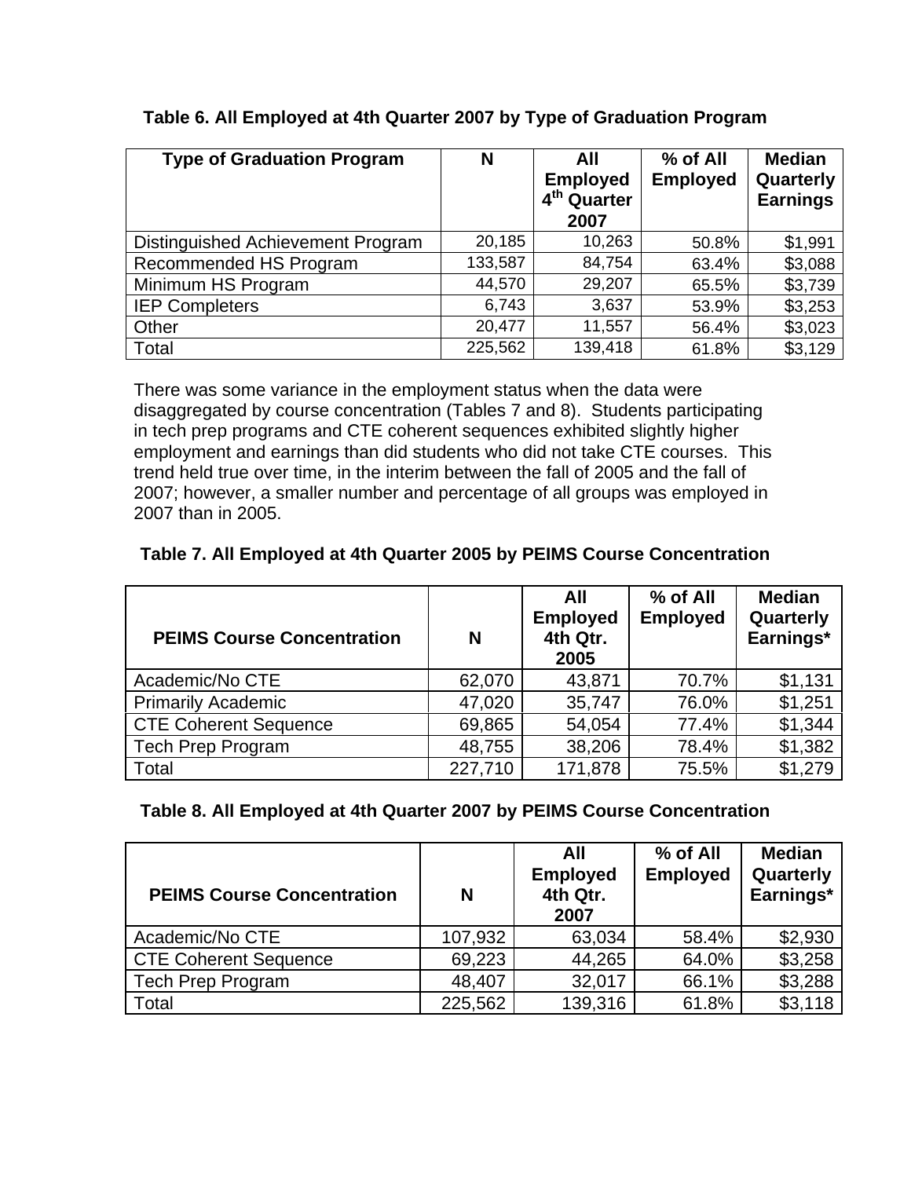**Table 6. All Employed at 4th Quarter 2007 by Type of Graduation Program**

| Type of Graduation Program | N | All Employed 4th Quarter 2007 | % of All Employed | Median Quarterly Earnings |
|---|---|---|---|---|
| Distinguished Achievement Program | 20,185 | 10,263 | 50.8% | $1,991 |
| Recommended HS Program | 133,587 | 84,754 | 63.4% | $3,088 |
| Minimum HS Program | 44,570 | 29,207 | 65.5% | $3,739 |
| IEP Completers | 6,743 | 3,637 | 53.9% | $3,253 |
| Other | 20,477 | 11,557 | 56.4% | $3,023 |
| Total | 225,562 | 139,418 | 61.8% | $3,129 |

There was some variance in the employment status when the data were disaggregated by course concentration (Tables 7 and 8). Students participating in tech prep programs and CTE coherent sequences exhibited slightly higher employment and earnings than did students who did not take CTE courses. This trend held true over time, in the interim between the fall of 2005 and the fall of 2007; however, a smaller number and percentage of all groups was employed in 2007 than in 2005.

**Table 7. All Employed at 4th Quarter 2005 by PEIMS Course Concentration**

| PEIMS Course Concentration | N | All Employed 4th Qtr. 2005 | % of All Employed | Median Quarterly Earnings* |
|---|---|---|---|---|
| Academic/No CTE | 62,070 | 43,871 | 70.7% | $1,131 |
| Primarily Academic | 47,020 | 35,747 | 76.0% | $1,251 |
| CTE Coherent Sequence | 69,865 | 54,054 | 77.4% | $1,344 |
| Tech Prep Program | 48,755 | 38,206 | 78.4% | $1,382 |
| Total | 227,710 | 171,878 | 75.5% | $1,279 |

**Table 8. All Employed at 4th Quarter 2007 by PEIMS Course Concentration**

| PEIMS Course Concentration | N | All Employed 4th Qtr. 2007 | % of All Employed | Median Quarterly Earnings* |
|---|---|---|---|---|
| Academic/No CTE | 107,932 | 63,034 | 58.4% | $2,930 |
| CTE Coherent Sequence | 69,223 | 44,265 | 64.0% | $3,258 |
| Tech Prep Program | 48,407 | 32,017 | 66.1% | $3,288 |
| Total | 225,562 | 139,316 | 61.8% | $3,118 |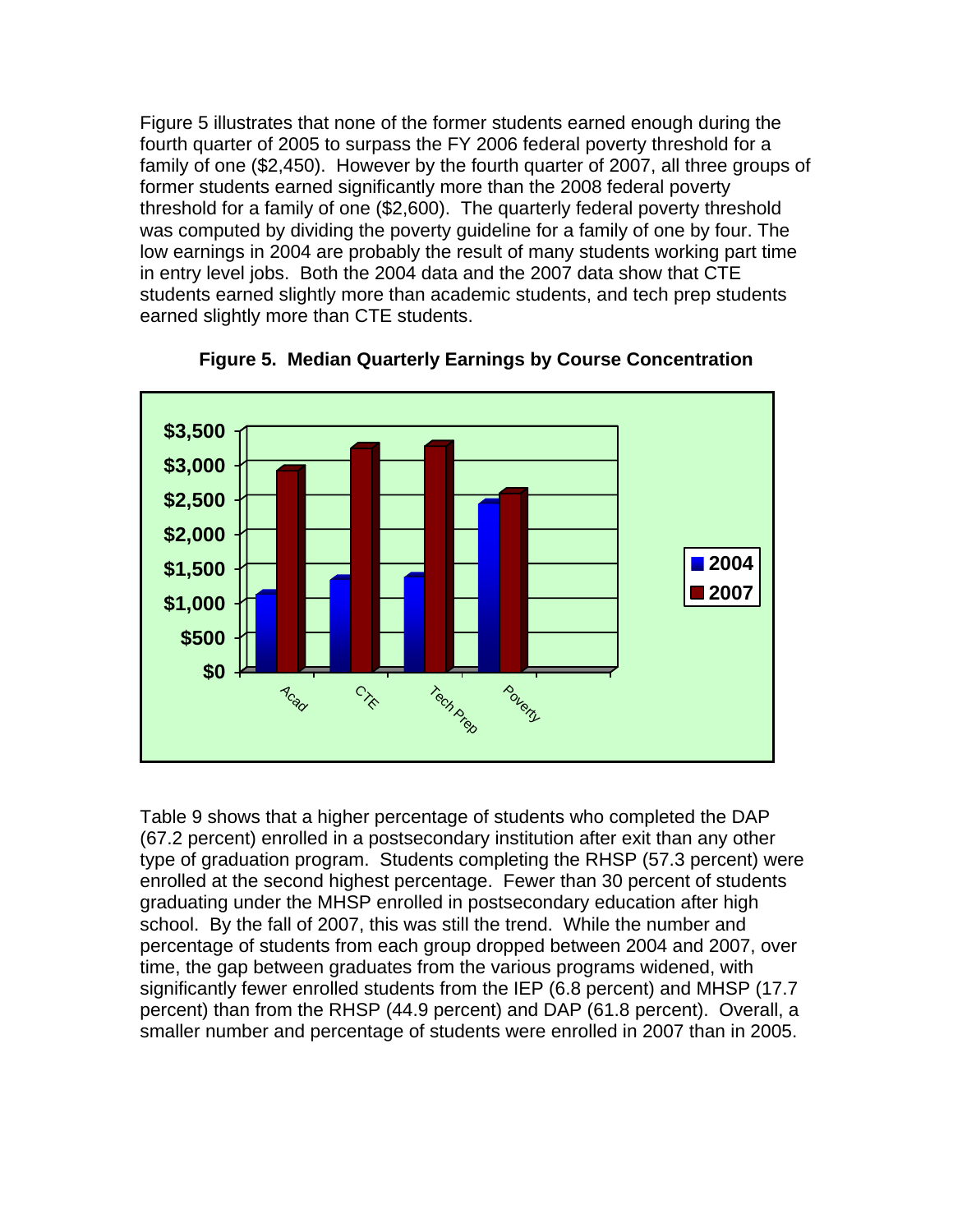Figure 5 illustrates that none of the former students earned enough during the fourth quarter of 2005 to surpass the FY 2006 federal poverty threshold for a family of one ($2,450). However by the fourth quarter of 2007, all three groups of former students earned significantly more than the 2008 federal poverty threshold for a family of one ($2,600). The quarterly federal poverty threshold was computed by dividing the poverty guideline for a family of one by four. The low earnings in 2004 are probably the result of many students working part time in entry level jobs. Both the 2004 data and the 2007 data show that CTE students earned slightly more than academic students, and tech prep students earned slightly more than CTE students.

**Figure 5. Median Quarterly Earnings by Course Concentration**

Table 9 shows that a higher percentage of students who completed the DAP (67.2 percent) enrolled in a postsecondary institution after exit than any other type of graduation program. Students completing the RHSP (57.3 percent) were enrolled at the second highest percentage. Fewer than 30 percent of students graduating under the MHSP enrolled in postsecondary education after high school. By the fall of 2007, this was still the trend. While the number and percentage of students from each group dropped between 2004 and 2007, over time, the gap between graduates from the various programs widened, with significantly fewer enrolled students from the IEP (6.8 percent) and MHSP (17.7 percent) than from the RHSP (44.9 percent) and DAP (61.8 percent). Overall, a smaller number and percentage of students were enrolled in 2007 than in 2005.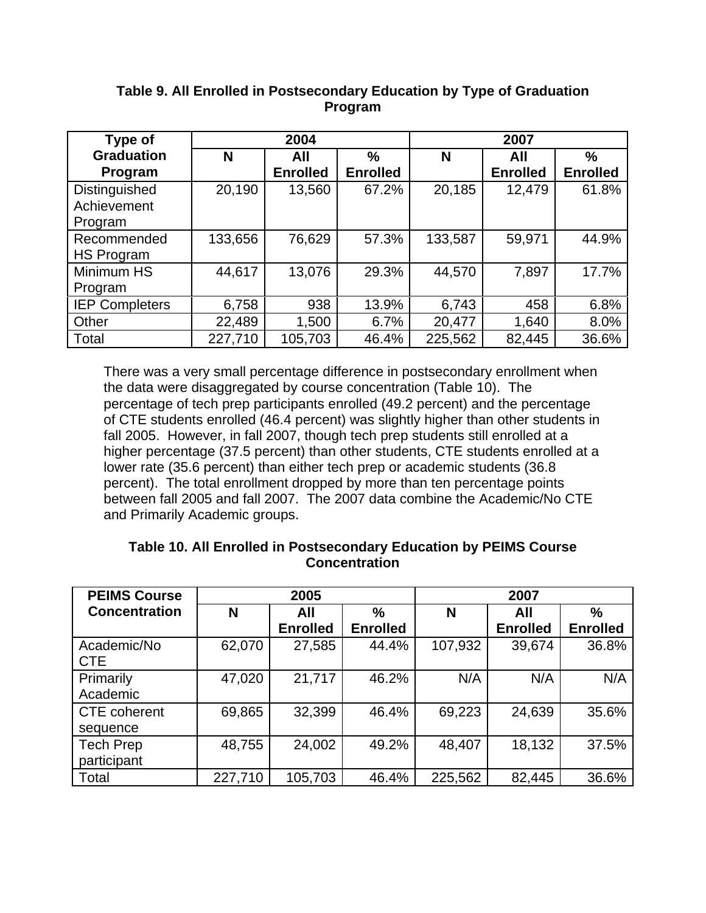**Table 9. All Enrolled in Postsecondary Education by Type of Graduation Program**

| Type of Graduation Program | 2004 | | | 2007 | | |
|---|---|---|---|---|---|---|
| | N | All Enrolled | % Enrolled | N | All Enrolled | % Enrolled |
| Distinguished Achievement Program | 20,190 | 13,560 | 67.2% | 20,185 | 12,479 | 61.8% |
| Recommended HS Program | 133,656 | 76,629 | 57.3% | 133,587 | 59,971 | 44.9% |
| Minimum HS Program | 44,617 | 13,076 | 29.3% | 44,570 | 7,897 | 17.7% |
| IEP Completers | 6,758 | 938 | 13.9% | 6,743 | 458 | 6.8% |
| Other | 22,489 | 1,500 | 6.7% | 20,477 | 1,640 | 8.0% |
| Total | 227,710 | 105,703 | 46.4% | 225,562 | 82,445 | 36.6% |

There was a very small percentage difference in postsecondary enrollment when the data were disaggregated by course concentration (Table 10). The percentage of tech prep participants enrolled (49.2 percent) and the percentage of CTE students enrolled (46.4 percent) was slightly higher than other students in fall 2005. However, in fall 2007, though tech prep students still enrolled at a higher percentage (37.5 percent) than other students, CTE students enrolled at a lower rate (35.6 percent) than either tech prep or academic students (36.8 percent). The total enrollment dropped by more than ten percentage points between fall 2005 and fall 2007. The 2007 data combine the Academic/No CTE and Primarily Academic groups.

**Table 10. All Enrolled in Postsecondary Education by PEIMS Course Concentration**

| PEIMS Course Concentration | 2005 | | | 2007 | | |
|---|---|---|---|---|---|---|
| | N | All Enrolled | % Enrolled | N | All Enrolled | % Enrolled |
| Academic/No CTE | 62,070 | 27,585 | 44.4% | 107,932 | 39,674 | 36.8% |
| Primarily Academic | 47,020 | 21,717 | 46.2% | N/A | N/A | N/A |
| CTE coherent sequence | 69,865 | 32,399 | 46.4% | 69,223 | 24,639 | 35.6% |
| Tech Prep participant | 48,755 | 24,002 | 49.2% | 48,407 | 18,132 | 37.5% |
| Total | 227,710 | 105,703 | 46.4% | 225,562 | 82,445 | 36.6% |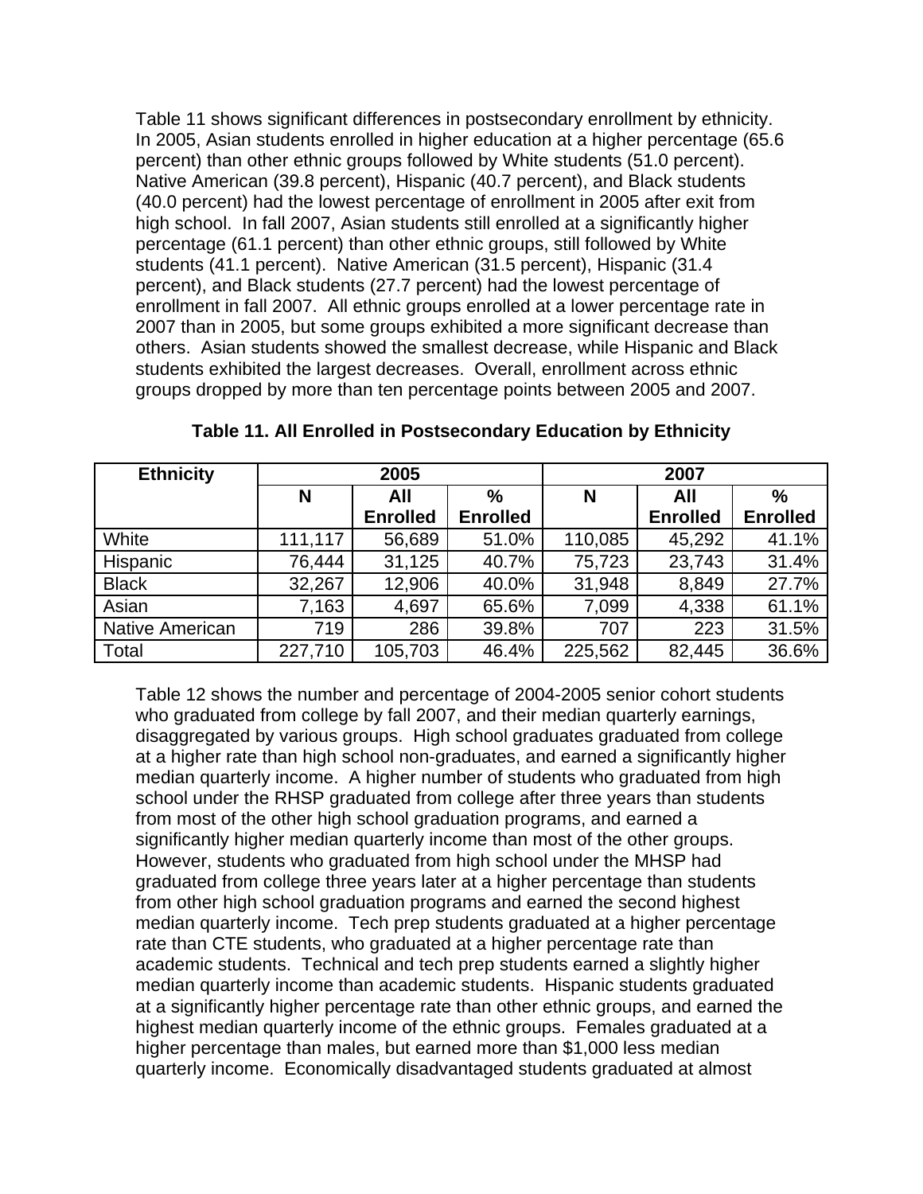Table 11 shows significant differences in postsecondary enrollment by ethnicity. In 2005, Asian students enrolled in higher education at a higher percentage (65.6 percent) than other ethnic groups followed by White students (51.0 percent). Native American (39.8 percent), Hispanic (40.7 percent), and Black students (40.0 percent) had the lowest percentage of enrollment in 2005 after exit from high school. In fall 2007, Asian students still enrolled at a significantly higher percentage (61.1 percent) than other ethnic groups, still followed by White students (41.1 percent). Native American (31.5 percent), Hispanic (31.4 percent), and Black students (27.7 percent) had the lowest percentage of enrollment in fall 2007. All ethnic groups enrolled at a lower percentage rate in 2007 than in 2005, but some groups exhibited a more significant decrease than others. Asian students showed the smallest decrease, while Hispanic and Black students exhibited the largest decreases. Overall, enrollment across ethnic groups dropped by more than ten percentage points between 2005 and 2007.

**Table 11. All Enrolled in Postsecondary Education by Ethnicity**

| Ethnicity | 2005 | | | 2007 | | |
|---|---|---|---|---|---|---|
| | N | All Enrolled | % Enrolled | N | All Enrolled | % Enrolled |
| White | 111,117 | 56,689 | 51.0% | 110,085 | 45,292 | 41.1% |
| Hispanic | 76,444 | 31,125 | 40.7% | 75,723 | 23,743 | 31.4% |
| Black | 32,267 | 12,906 | 40.0% | 31,948 | 8,849 | 27.7% |
| Asian | 7,163 | 4,697 | 65.6% | 7,099 | 4,338 | 61.1% |
| Native American | 719 | 286 | 39.8% | 707 | 223 | 31.5% |
| Total | 227,710 | 105,703 | 46.4% | 225,562 | 82,445 | 36.6% |

Table 12 shows the number and percentage of 2004-2005 senior cohort students who graduated from college by fall 2007, and their median quarterly earnings, disaggregated by various groups. High school graduates graduated from college at a higher rate than high school non-graduates, and earned a significantly higher median quarterly income. A higher number of students who graduated from high school under the RHSP graduated from college after three years than students from most of the other high school graduation programs, and earned a significantly higher median quarterly income than most of the other groups. However, students who graduated from high school under the MHSP had graduated from college three years later at a higher percentage than students from other high school graduation programs and earned the second highest median quarterly income. Tech prep students graduated at a higher percentage rate than CTE students, who graduated at a higher percentage rate than academic students. Technical and tech prep students earned a slightly higher median quarterly income than academic students. Hispanic students graduated at a significantly higher percentage rate than other ethnic groups, and earned the highest median quarterly income of the ethnic groups. Females graduated at a higher percentage than males, but earned more than $1,000 less median quarterly income. Economically disadvantaged students graduated at almost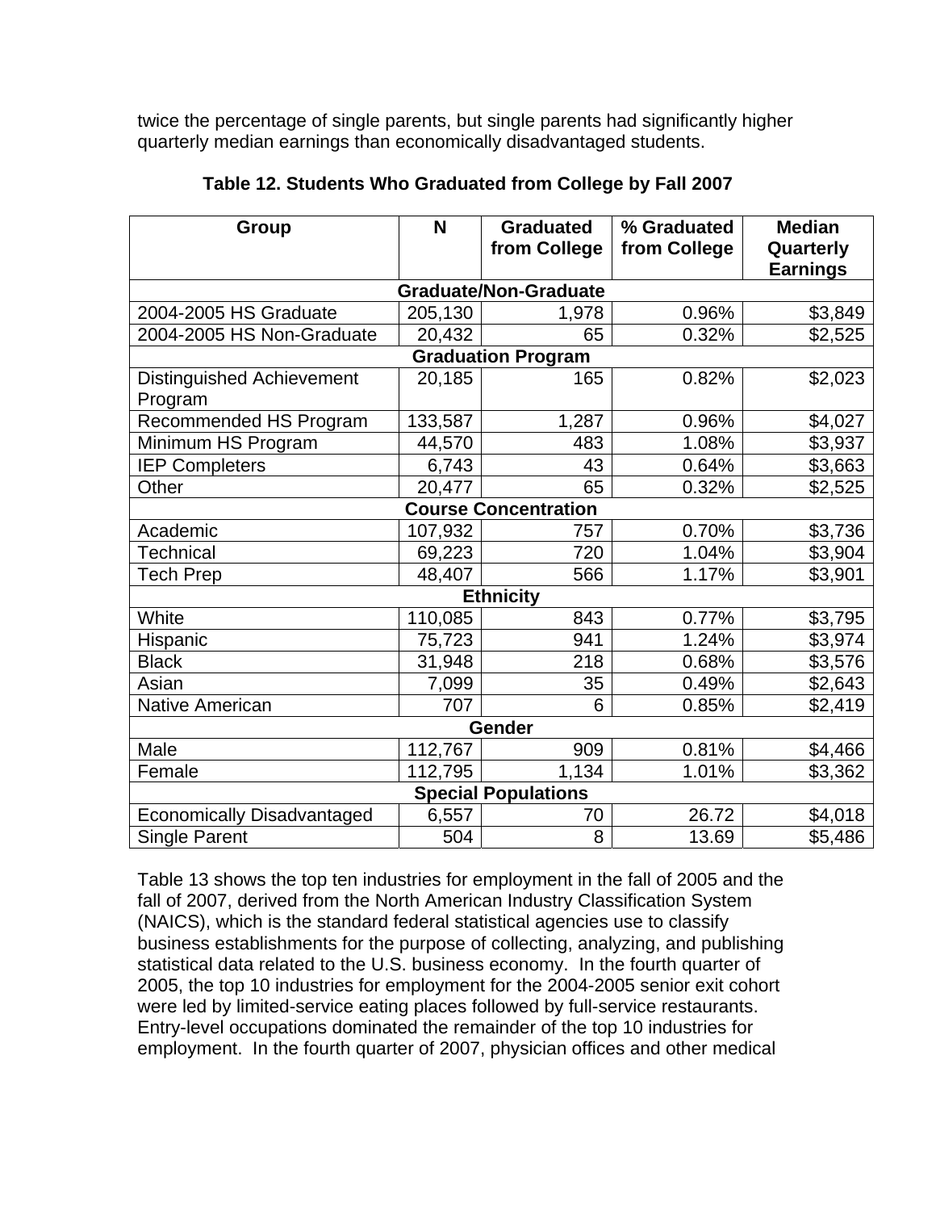twice the percentage of single parents, but single parents had significantly higher quarterly median earnings than economically disadvantaged students.

**Table 12. Students Who Graduated from College by Fall 2007**

| Group | N | Graduated from College | % Graduated from College | Median Quarterly Earnings |
|---|---|---|---|---|
| **Graduate/Non-Graduate** | | | | |
| 2004-2005 HS Graduate | 205,130 | 1,978 | 0.96% | $3,849 |
| 2004-2005 HS Non-Graduate | 20,432 | 65 | 0.32% | $2,525 |
| **Graduation Program** | | | | |
| Distinguished Achievement Program | 20,185 | 165 | 0.82% | $2,023 |
| Recommended HS Program | 133,587 | 1,287 | 0.96% | $4,027 |
| Minimum HS Program | 44,570 | 483 | 1.08% | $3,937 |
| IEP Completers | 6,743 | 43 | 0.64% | $3,663 |
| Other | 20,477 | 65 | 0.32% | $2,525 |
| **Course Concentration** | | | | |
| Academic | 107,932 | 757 | 0.70% | $3,736 |
| Technical | 69,223 | 720 | 1.04% | $3,904 |
| Tech Prep | 48,407 | 566 | 1.17% | $3,901 |
| **Ethnicity** | | | | |
| White | 110,085 | 843 | 0.77% | $3,795 |
| Hispanic | 75,723 | 941 | 1.24% | $3,974 |
| Black | 31,948 | 218 | 0.68% | $3,576 |
| Asian | 7,099 | 35 | 0.49% | $2,643 |
| Native American | 707 | 6 | 0.85% | $2,419 |
| **Gender** | | | | |
| Male | 112,767 | 909 | 0.81% | $4,466 |
| Female | 112,795 | 1,134 | 1.01% | $3,362 |
| **Special Populations** | | | | |
| Economically Disadvantaged | 6,557 | 70 | 26.72 | $4,018 |
| Single Parent | 504 | 8 | 13.69 | $5,486 |

Table 13 shows the top ten industries for employment in the fall of 2005 and the fall of 2007, derived from the North American Industry Classification System (NAICS), which is the standard federal statistical agencies use to classify business establishments for the purpose of collecting, analyzing, and publishing statistical data related to the U.S. business economy. In the fourth quarter of 2005, the top 10 industries for employment for the 2004-2005 senior exit cohort were led by limited-service eating places followed by full-service restaurants. Entry-level occupations dominated the remainder of the top 10 industries for employment. In the fourth quarter of 2007, physician offices and other medical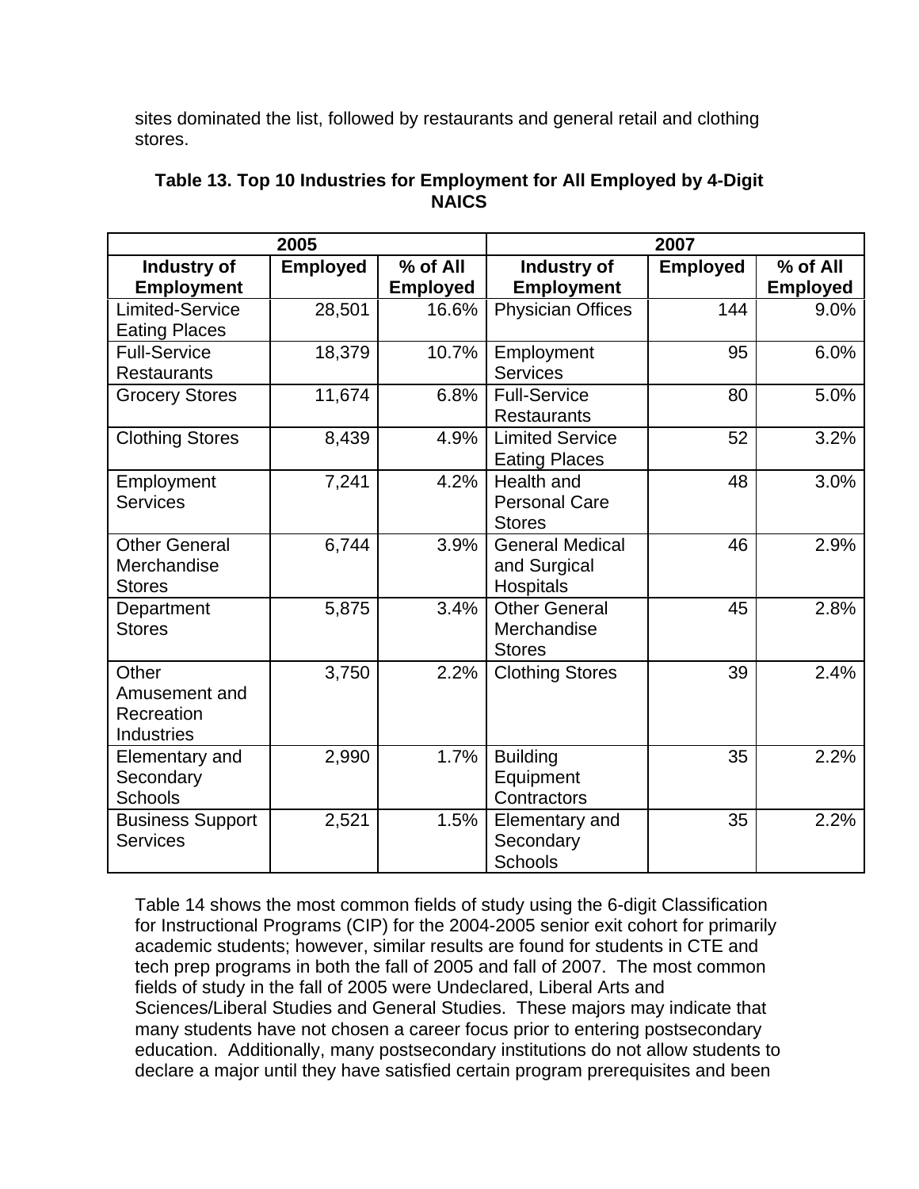sites dominated the list, followed by restaurants and general retail and clothing stores.

**Table 13. Top 10 Industries for Employment for All Employed by 4-Digit NAICS**

| 2005 | | | 2007 | | |
|---|---|---|---|---|---|
| **Industry of Employment** | **Employed** | **% of All Employed** | **Industry of Employment** | **Employed** | **% of All Employed** |
| Limited-Service Eating Places | 28,501 | 16.6% | Physician Offices | 144 | 9.0% |
| Full-Service Restaurants | 18,379 | 10.7% | Employment Services | 95 | 6.0% |
| Grocery Stores | 11,674 | 6.8% | Full-Service Restaurants | 80 | 5.0% |
| Clothing Stores | 8,439 | 4.9% | Limited Service Eating Places | 52 | 3.2% |
| Employment Services | 7,241 | 4.2% | Health and Personal Care Stores | 48 | 3.0% |
| Other General Merchandise Stores | 6,744 | 3.9% | General Medical and Surgical Hospitals | 46 | 2.9% |
| Department Stores | 5,875 | 3.4% | Other General Merchandise Stores | 45 | 2.8% |
| Other Amusement and Recreation Industries | 3,750 | 2.2% | Clothing Stores | 39 | 2.4% |
| Elementary and Secondary Schools | 2,990 | 1.7% | Building Equipment Contractors | 35 | 2.2% |
| Business Support Services | 2,521 | 1.5% | Elementary and Secondary Schools | 35 | 2.2% |

Table 14 shows the most common fields of study using the 6-digit Classification for Instructional Programs (CIP) for the 2004-2005 senior exit cohort for primarily academic students; however, similar results are found for students in CTE and tech prep programs in both the fall of 2005 and fall of 2007. The most common fields of study in the fall of 2005 were Undeclared, Liberal Arts and Sciences/Liberal Studies and General Studies. These majors may indicate that many students have not chosen a career focus prior to entering postsecondary education. Additionally, many postsecondary institutions do not allow students to declare a major until they have satisfied certain program prerequisites and been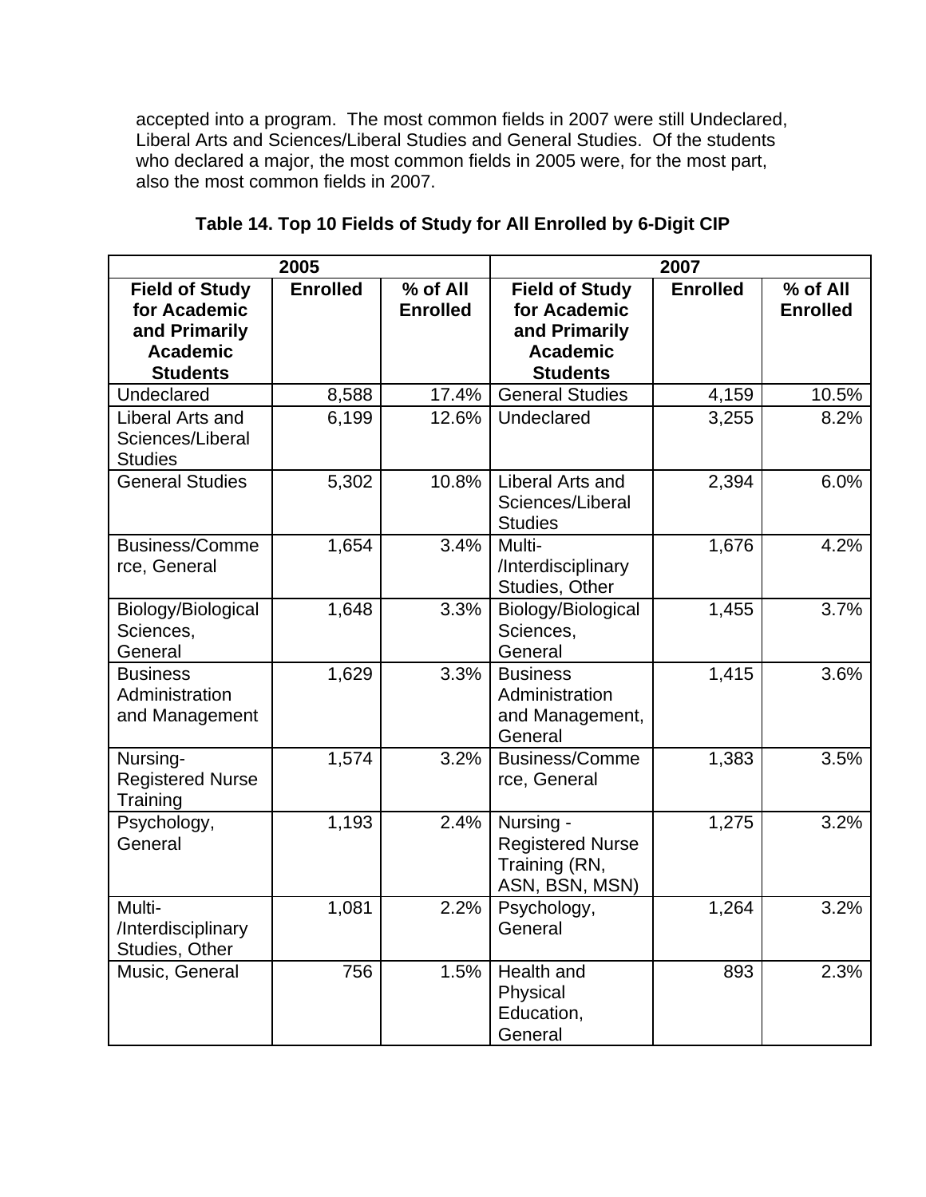accepted into a program. The most common fields in 2007 were still Undeclared, Liberal Arts and Sciences/Liberal Studies and General Studies. Of the students who declared a major, the most common fields in 2005 were, for the most part, also the most common fields in 2007.

**Table 14. Top 10 Fields of Study for All Enrolled by 6-Digit CIP**

| 2005 | | | 2007 | | |
|---|---|---|---|---|---|
| **Field of Study for Academic and Primarily Academic Students** | **Enrolled** | **% of All Enrolled** | **Field of Study for Academic and Primarily Academic Students** | **Enrolled** | **% of All Enrolled** |
| Undeclared | 8,588 | 17.4% | General Studies | 4,159 | 10.5% |
| Liberal Arts and Sciences/Liberal Studies | 6,199 | 12.6% | Undeclared | 3,255 | 8.2% |
| General Studies | 5,302 | 10.8% | Liberal Arts and Sciences/Liberal Studies | 2,394 | 6.0% |
| Business/Commerce, General | 1,654 | 3.4% | Multi-/Interdisciplinary Studies, Other | 1,676 | 4.2% |
| Biology/Biological Sciences, General | 1,648 | 3.3% | Biology/Biological Sciences, General | 1,455 | 3.7% |
| Business Administration and Management | 1,629 | 3.3% | Business Administration and Management, General | 1,415 | 3.6% |
| Nursing-Registered Nurse Training | 1,574 | 3.2% | Business/Commerce, General | 1,383 | 3.5% |
| Psychology, General | 1,193 | 2.4% | Nursing - Registered Nurse Training (RN, ASN, BSN, MSN) | 1,275 | 3.2% |
| Multi-/Interdisciplinary Studies, Other | 1,081 | 2.2% | Psychology, General | 1,264 | 3.2% |
| Music, General | 756 | 1.5% | Health and Physical Education, General | 893 | 2.3% |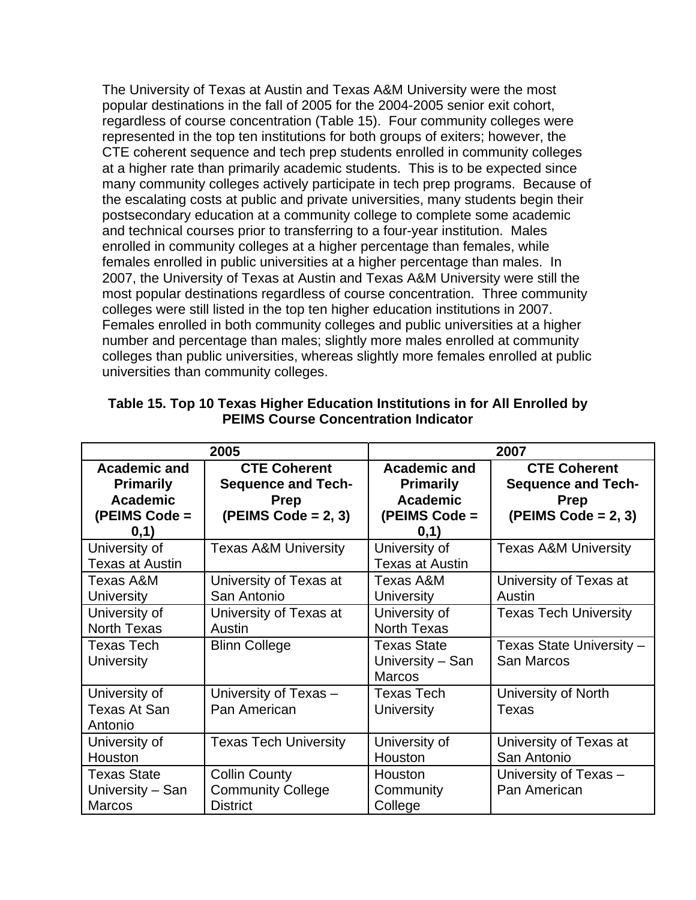The University of Texas at Austin and Texas A&M University were the most popular destinations in the fall of 2005 for the 2004-2005 senior exit cohort, regardless of course concentration (Table 15). Four community colleges were represented in the top ten institutions for both groups of exiters; however, the CTE coherent sequence and tech prep students enrolled in community colleges at a higher rate than primarily academic students. This is to be expected since many community colleges actively participate in tech prep programs. Because of the escalating costs at public and private universities, many students begin their postsecondary education at a community college to complete some academic and technical courses prior to transferring to a four-year institution. Males enrolled in community colleges at a higher percentage than females, while females enrolled in public universities at a higher percentage than males. In 2007, the University of Texas at Austin and Texas A&M University were still the most popular destinations regardless of course concentration. Three community colleges were still listed in the top ten higher education institutions in 2007. Females enrolled in both community colleges and public universities at a higher number and percentage than males; slightly more males enrolled at community colleges than public universities, whereas slightly more females enrolled at public universities than community colleges.

**Table 15. Top 10 Texas Higher Education Institutions in for All Enrolled by PEIMS Course Concentration Indicator**

| 2005 | | 2007 | |
|---|---|---|---|
| **Academic and Primarily Academic (PEIMS Code = 0,1)** | **CTE Coherent Sequence and Tech-Prep (PEIMS Code = 2, 3)** | **Academic and Primarily Academic (PEIMS Code = 0,1)** | **CTE Coherent Sequence and Tech-Prep (PEIMS Code = 2, 3)** |
| University of Texas at Austin | Texas A&M University | University of Texas at Austin | Texas A&M University |
| Texas A&M University | University of Texas at San Antonio | Texas A&M University | University of Texas at Austin |
| University of North Texas | University of Texas at Austin | University of North Texas | Texas Tech University |
| Texas Tech University | Blinn College | Texas State University – San Marcos | Texas State University – San Marcos |
| University of Texas At San Antonio | University of Texas – Pan American | Texas Tech University | University of North Texas |
| University of Houston | Texas Tech University | University of Houston | University of Texas at San Antonio |
| Texas State University – San Marcos | Collin County Community College District | Houston Community College | University of Texas – Pan American |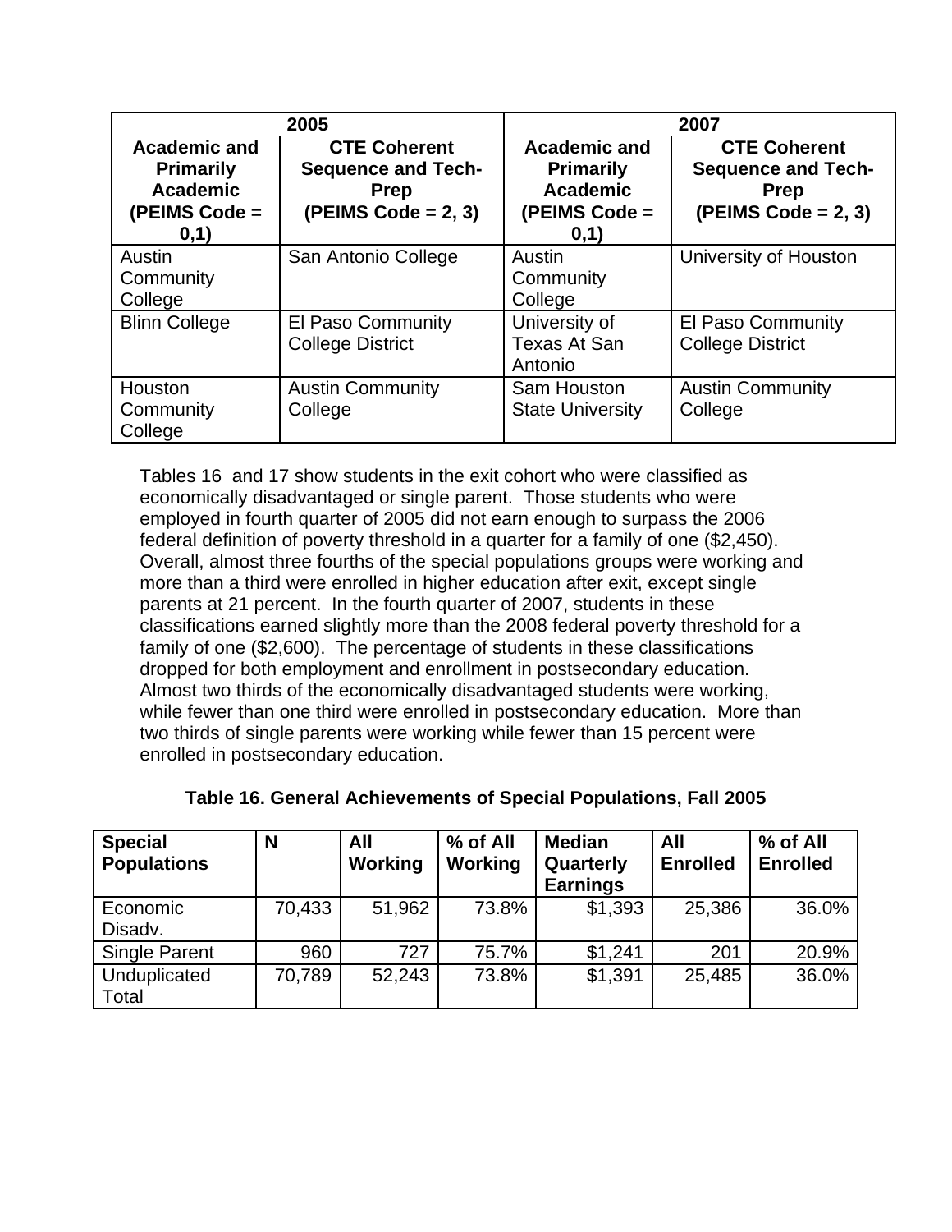| 2005 | | 2007 | |
|---|---|---|---|
| **Academic and Primarily Academic (PEIMS Code = 0,1)** | **CTE Coherent Sequence and Tech-Prep (PEIMS Code = 2, 3)** | **Academic and Primarily Academic (PEIMS Code = 0,1)** | **CTE Coherent Sequence and Tech-Prep (PEIMS Code = 2, 3)** |
| Austin Community College | San Antonio College | Austin Community College | University of Houston |
| Blinn College | El Paso Community College District | University of Texas At San Antonio | El Paso Community College District |
| Houston Community College | Austin Community College | Sam Houston State University | Austin Community College |

Tables 16 and 17 show students in the exit cohort who were classified as economically disadvantaged or single parent. Those students who were employed in fourth quarter of 2005 did not earn enough to surpass the 2006 federal definition of poverty threshold in a quarter for a family of one ($2,450). Overall, almost three fourths of the special populations groups were working and more than a third were enrolled in higher education after exit, except single parents at 21 percent. In the fourth quarter of 2007, students in these classifications earned slightly more than the 2008 federal poverty threshold for a family of one ($2,600). The percentage of students in these classifications dropped for both employment and enrollment in postsecondary education. Almost two thirds of the economically disadvantaged students were working, while fewer than one third were enrolled in postsecondary education. More than two thirds of single parents were working while fewer than 15 percent were enrolled in postsecondary education.

**Table 16. General Achievements of Special Populations, Fall 2005**

| Special Populations | N | All Working | % of All Working | Median Quarterly Earnings | All Enrolled | % of All Enrolled |
|---|---|---|---|---|---|---|
| Economic Disadv. | 70,433 | 51,962 | 73.8% | $1,393 | 25,386 | 36.0% |
| Single Parent | 960 | 727 | 75.7% | $1,241 | 201 | 20.9% |
| Unduplicated Total | 70,789 | 52,243 | 73.8% | $1,391 | 25,485 | 36.0% |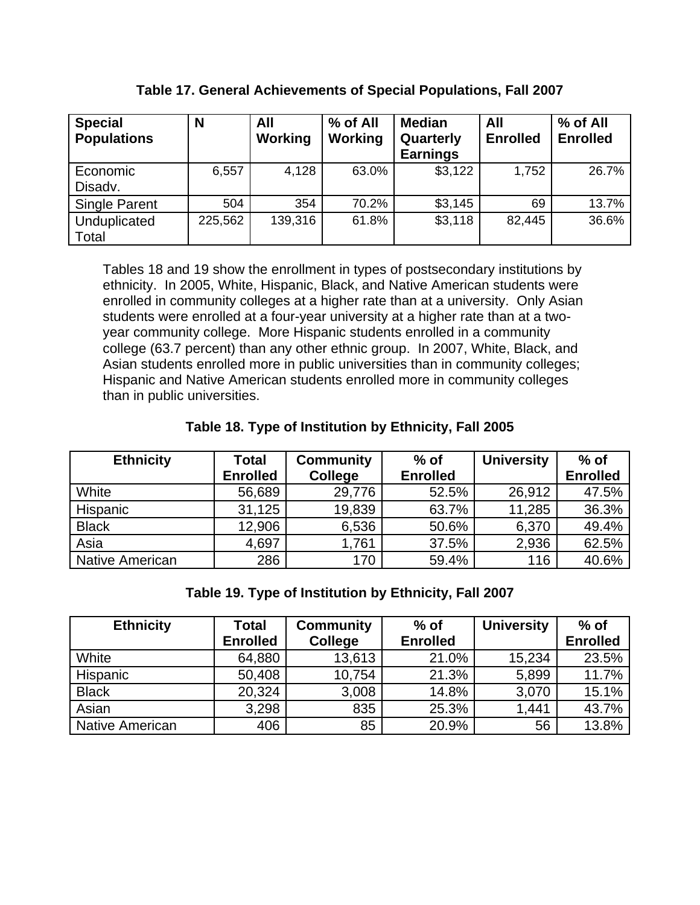**Table 17. General Achievements of Special Populations, Fall 2007**

| Special Populations | N | All Working | % of All Working | Median Quarterly Earnings | All Enrolled | % of All Enrolled |
|---|---|---|---|---|---|---|
| Economic Disadv. | 6,557 | 4,128 | 63.0% | $3,122 | 1,752 | 26.7% |
| Single Parent | 504 | 354 | 70.2% | $3,145 | 69 | 13.7% |
| Unduplicated Total | 225,562 | 139,316 | 61.8% | $3,118 | 82,445 | 36.6% |

Tables 18 and 19 show the enrollment in types of postsecondary institutions by ethnicity. In 2005, White, Hispanic, Black, and Native American students were enrolled in community colleges at a higher rate than at a university. Only Asian students were enrolled at a four-year university at a higher rate than at a two-year community college. More Hispanic students enrolled in a community college (63.7 percent) than any other ethnic group. In 2007, White, Black, and Asian students enrolled more in public universities than in community colleges; Hispanic and Native American students enrolled more in community colleges than in public universities.

**Table 18. Type of Institution by Ethnicity, Fall 2005**

| Ethnicity | Total Enrolled | Community College | % of Enrolled | University | % of Enrolled |
|---|---|---|---|---|---|
| White | 56,689 | 29,776 | 52.5% | 26,912 | 47.5% |
| Hispanic | 31,125 | 19,839 | 63.7% | 11,285 | 36.3% |
| Black | 12,906 | 6,536 | 50.6% | 6,370 | 49.4% |
| Asia | 4,697 | 1,761 | 37.5% | 2,936 | 62.5% |
| Native American | 286 | 170 | 59.4% | 116 | 40.6% |

**Table 19. Type of Institution by Ethnicity, Fall 2007**

| Ethnicity | Total Enrolled | Community College | % of Enrolled | University | % of Enrolled |
|---|---|---|---|---|---|
| White | 64,880 | 13,613 | 21.0% | 15,234 | 23.5% |
| Hispanic | 50,408 | 10,754 | 21.3% | 5,899 | 11.7% |
| Black | 20,324 | 3,008 | 14.8% | 3,070 | 15.1% |
| Asian | 3,298 | 835 | 25.3% | 1,441 | 43.7% |
| Native American | 406 | 85 | 20.9% | 56 | 13.8% |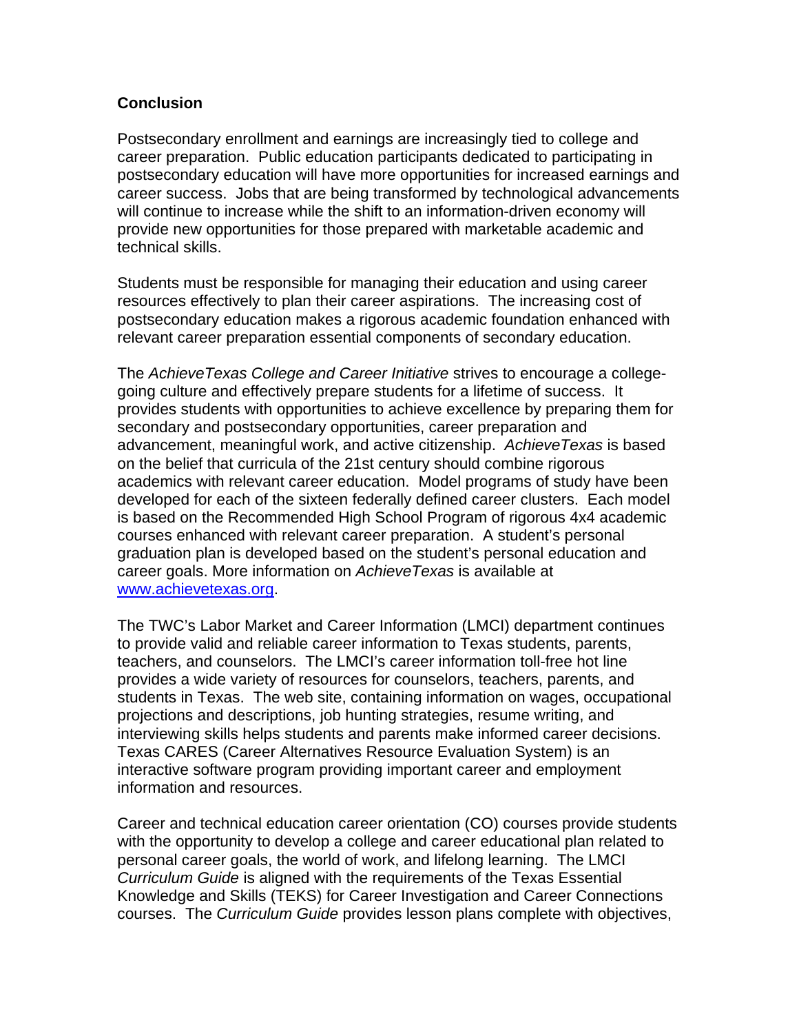## Conclusion

Postsecondary enrollment and earnings are increasingly tied to college and career preparation. Public education participants dedicated to participating in postsecondary education will have more opportunities for increased earnings and career success. Jobs that are being transformed by technological advancements will continue to increase while the shift to an information-driven economy will provide new opportunities for those prepared with marketable academic and technical skills.

Students must be responsible for managing their education and using career resources effectively to plan their career aspirations. The increasing cost of postsecondary education makes a rigorous academic foundation enhanced with relevant career preparation essential components of secondary education.

The *AchieveTexas College and Career Initiative* strives to encourage a college-going culture and effectively prepare students for a lifetime of success. It provides students with opportunities to achieve excellence by preparing them for secondary and postsecondary opportunities, career preparation and advancement, meaningful work, and active citizenship. *AchieveTexas* is based on the belief that curricula of the 21st century should combine rigorous academics with relevant career education. Model programs of study have been developed for each of the sixteen federally defined career clusters. Each model is based on the Recommended High School Program of rigorous 4x4 academic courses enhanced with relevant career preparation. A student's personal graduation plan is developed based on the student's personal education and career goals. More information on *AchieveTexas* is available at [www.achievetexas.org](http://www.achievetexas.org).

The TWC's Labor Market and Career Information (LMCI) department continues to provide valid and reliable career information to Texas students, parents, teachers, and counselors. The LMCI's career information toll-free hot line provides a wide variety of resources for counselors, teachers, parents, and students in Texas. The web site, containing information on wages, occupational projections and descriptions, job hunting strategies, resume writing, and interviewing skills helps students and parents make informed career decisions. Texas CARES (Career Alternatives Resource Evaluation System) is an interactive software program providing important career and employment information and resources.

Career and technical education career orientation (CO) courses provide students with the opportunity to develop a college and career educational plan related to personal career goals, the world of work, and lifelong learning. The LMCI *Curriculum Guide* is aligned with the requirements of the Texas Essential Knowledge and Skills (TEKS) for Career Investigation and Career Connections courses. The *Curriculum Guide* provides lesson plans complete with objectives,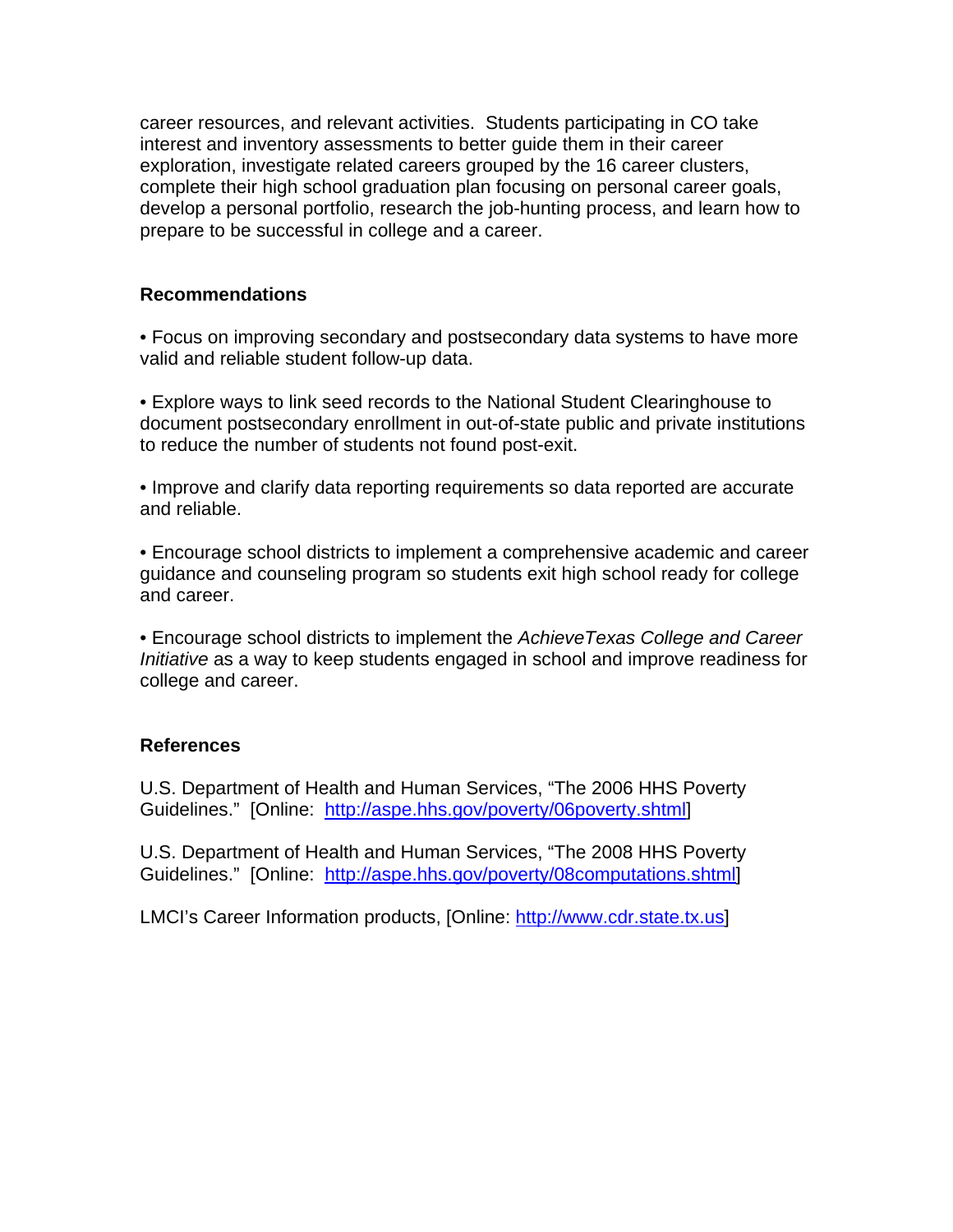career resources, and relevant activities. Students participating in CO take interest and inventory assessments to better guide them in their career exploration, investigate related careers grouped by the 16 career clusters, complete their high school graduation plan focusing on personal career goals, develop a personal portfolio, research the job-hunting process, and learn how to prepare to be successful in college and a career.

## Recommendations

- Focus on improving secondary and postsecondary data systems to have more valid and reliable student follow-up data.

- Explore ways to link seed records to the National Student Clearinghouse to document postsecondary enrollment in out-of-state public and private institutions to reduce the number of students not found post-exit.

- Improve and clarify data reporting requirements so data reported are accurate and reliable.

- Encourage school districts to implement a comprehensive academic and career guidance and counseling program so students exit high school ready for college and career.

- Encourage school districts to implement the *AchieveTexas College and Career Initiative* as a way to keep students engaged in school and improve readiness for college and career.

## References

U.S. Department of Health and Human Services, "The 2006 HHS Poverty Guidelines." [Online: http://aspe.hhs.gov/poverty/06poverty.shtml]

U.S. Department of Health and Human Services, "The 2008 HHS Poverty Guidelines." [Online: http://aspe.hhs.gov/poverty/08computations.shtml]

LMCI's Career Information products, [Online: http://www.cdr.state.tx.us]